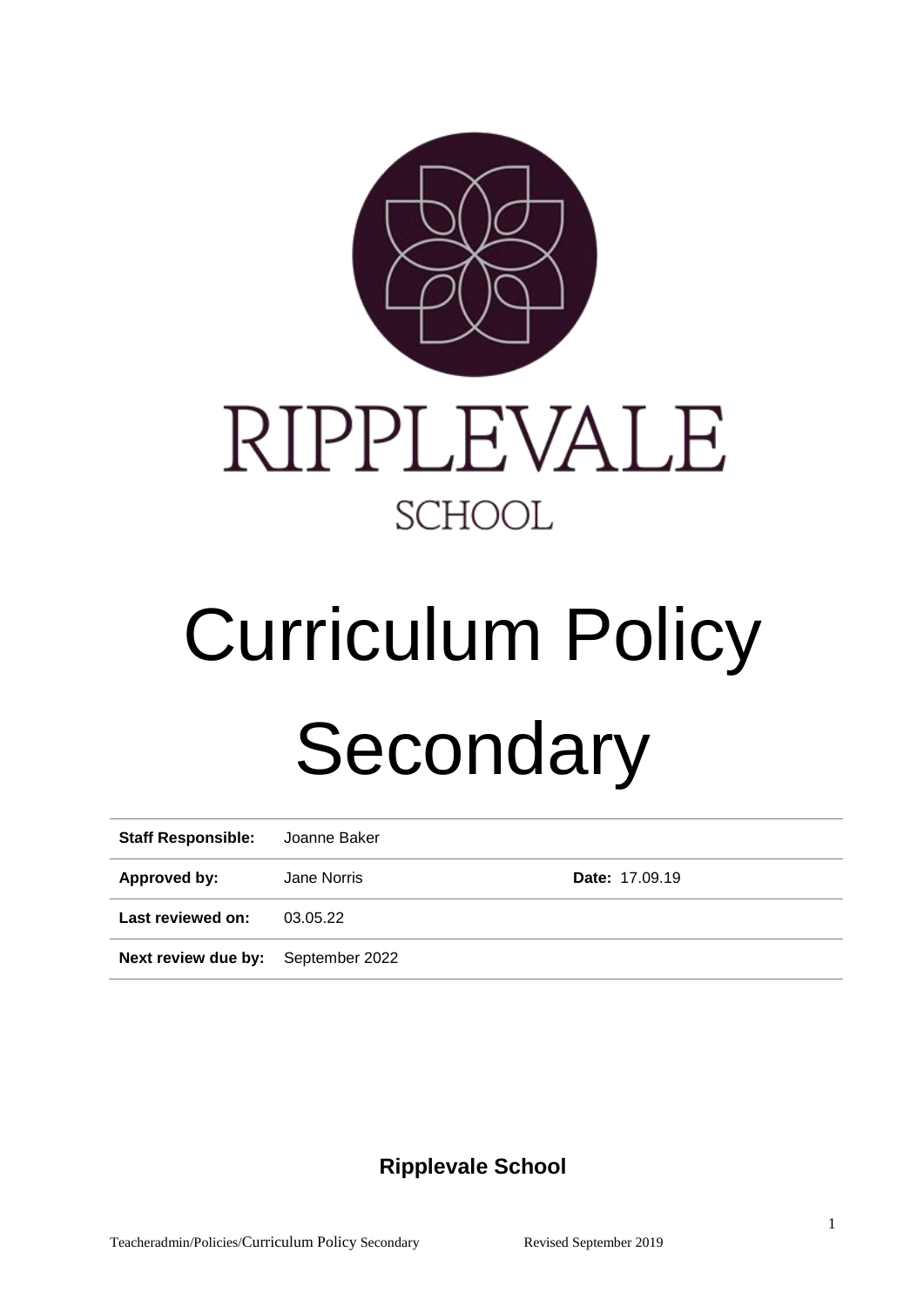RIPPLEVALE

SCHOOL

# Curriculum Policy Secondary

| **Staff Responsible:** | Joanne Baker | |
|---|---|---|
| **Approved by:** | Jane Norris | **Date:** 17.09.19 |
| **Last reviewed on:** | 03.05.22 | |
| **Next review due by:** | September 2022 | |

**Ripplevale School**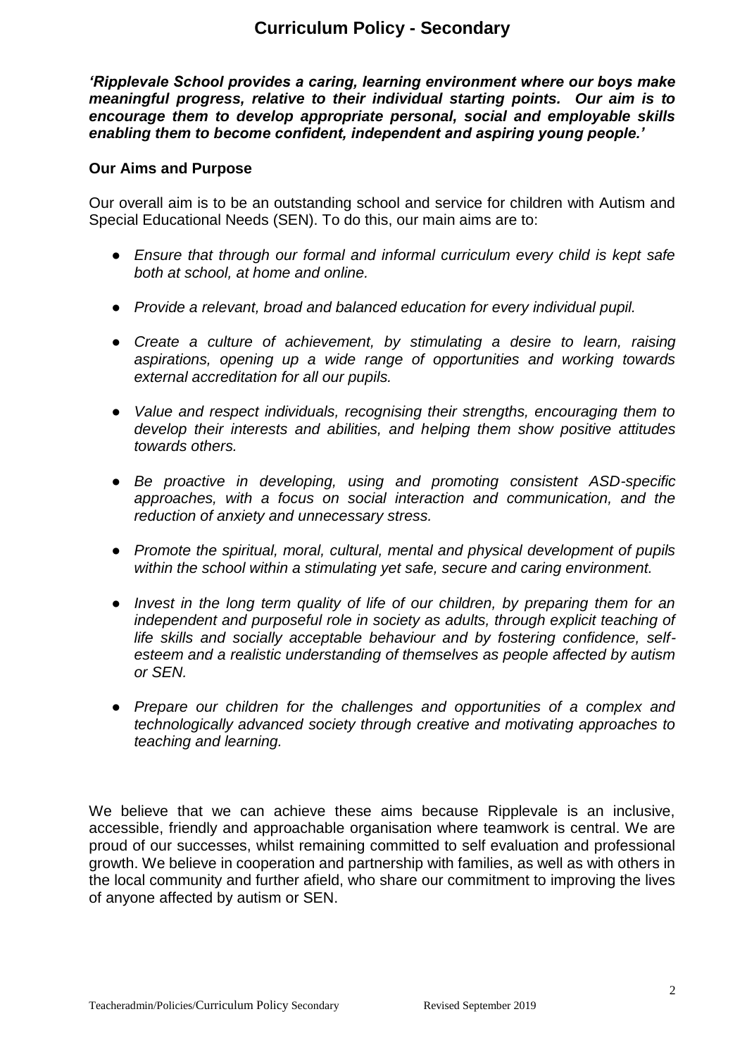# Curriculum Policy - Secondary

***'Ripplevale School provides a caring, learning environment where our boys make meaningful progress, relative to their individual starting points. Our aim is to encourage them to develop appropriate personal, social and employable skills enabling them to become confident, independent and aspiring young people.'***

**Our Aims and Purpose**

Our overall aim is to be an outstanding school and service for children with Autism and Special Educational Needs (SEN). To do this, our main aims are to:

- *Ensure that through our formal and informal curriculum every child is kept safe both at school, at home and online.*
- *Provide a relevant, broad and balanced education for every individual pupil.*
- *Create a culture of achievement, by stimulating a desire to learn, raising aspirations, opening up a wide range of opportunities and working towards external accreditation for all our pupils.*
- *Value and respect individuals, recognising their strengths, encouraging them to develop their interests and abilities, and helping them show positive attitudes towards others.*
- *Be proactive in developing, using and promoting consistent ASD-specific approaches, with a focus on social interaction and communication, and the reduction of anxiety and unnecessary stress.*
- *Promote the spiritual, moral, cultural, mental and physical development of pupils within the school within a stimulating yet safe, secure and caring environment.*
- *Invest in the long term quality of life of our children, by preparing them for an independent and purposeful role in society as adults, through explicit teaching of life skills and socially acceptable behaviour and by fostering confidence, self-esteem and a realistic understanding of themselves as people affected by autism or SEN.*
- *Prepare our children for the challenges and opportunities of a complex and technologically advanced society through creative and motivating approaches to teaching and learning.*

We believe that we can achieve these aims because Ripplevale is an inclusive, accessible, friendly and approachable organisation where teamwork is central. We are proud of our successes, whilst remaining committed to self evaluation and professional growth. We believe in cooperation and partnership with families, as well as with others in the local community and further afield, who share our commitment to improving the lives of anyone affected by autism or SEN.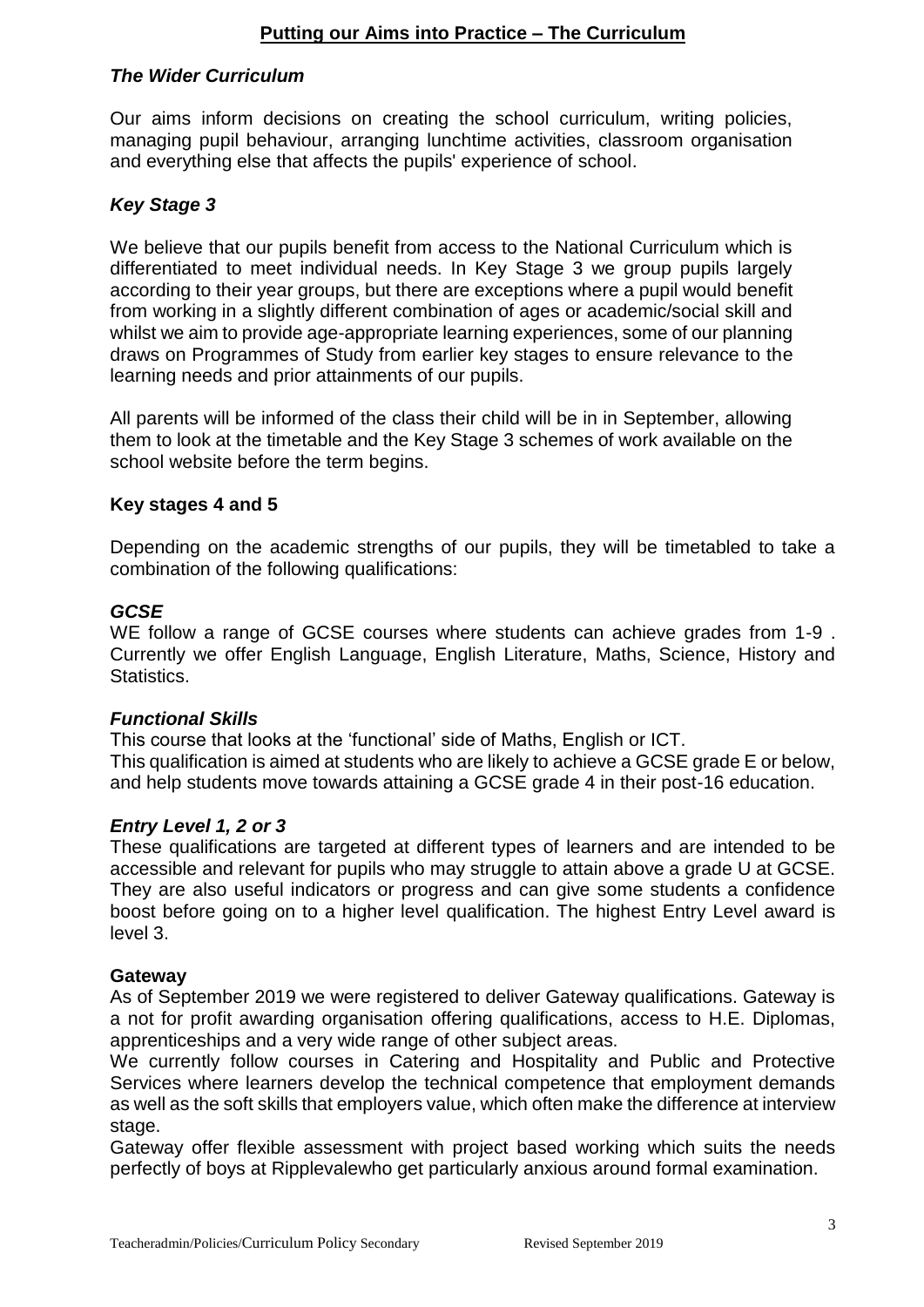## Putting our Aims into Practice – The Curriculum

### *The Wider Curriculum*

Our aims inform decisions on creating the school curriculum, writing policies, managing pupil behaviour, arranging lunchtime activities, classroom organisation and everything else that affects the pupils' experience of school.

### *Key Stage 3*

We believe that our pupils benefit from access to the National Curriculum which is differentiated to meet individual needs. In Key Stage 3 we group pupils largely according to their year groups, but there are exceptions where a pupil would benefit from working in a slightly different combination of ages or academic/social skill and whilst we aim to provide age-appropriate learning experiences, some of our planning draws on Programmes of Study from earlier key stages to ensure relevance to the learning needs and prior attainments of our pupils.

All parents will be informed of the class their child will be in in September, allowing them to look at the timetable and the Key Stage 3 schemes of work available on the school website before the term begins.

### Key stages 4 and 5

Depending on the academic strengths of our pupils, they will be timetabled to take a combination of the following qualifications:

#### *GCSE*

WE follow a range of GCSE courses where students can achieve grades from 1-9 . Currently we offer English Language, English Literature, Maths, Science, History and Statistics.

#### *Functional Skills*

This course that looks at the 'functional' side of Maths, English or ICT.
This qualification is aimed at students who are likely to achieve a GCSE grade E or below, and help students move towards attaining a GCSE grade 4 in their post-16 education.

#### *Entry Level 1, 2 or 3*

These qualifications are targeted at different types of learners and are intended to be accessible and relevant for pupils who may struggle to attain above a grade U at GCSE. They are also useful indicators or progress and can give some students a confidence boost before going on to a higher level qualification. The highest Entry Level award is level 3.

#### Gateway

As of September 2019 we were registered to deliver Gateway qualifications. Gateway is a not for profit awarding organisation offering qualifications, access to H.E. Diplomas, apprenticeships and a very wide range of other subject areas.
We currently follow courses in Catering and Hospitality and Public and Protective Services where learners develop the technical competence that employment demands as well as the soft skills that employers value, which often make the difference at interview stage.
Gateway offer flexible assessment with project based working which suits the needs perfectly of boys at Ripplevalewho get particularly anxious around formal examination.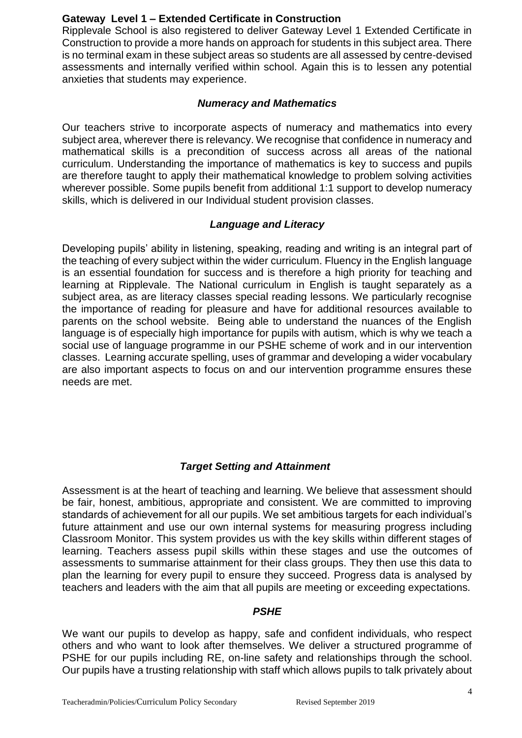**Gateway Level 1 – Extended Certificate in Construction**

Ripplevale School is also registered to deliver Gateway Level 1 Extended Certificate in Construction to provide a more hands on approach for students in this subject area. There is no terminal exam in these subject areas so students are all assessed by centre-devised assessments and internally verified within school. Again this is to lessen any potential anxieties that students may experience.

### *Numeracy and Mathematics*

Our teachers strive to incorporate aspects of numeracy and mathematics into every subject area, wherever there is relevancy. We recognise that confidence in numeracy and mathematical skills is a precondition of success across all areas of the national curriculum. Understanding the importance of mathematics is key to success and pupils are therefore taught to apply their mathematical knowledge to problem solving activities wherever possible. Some pupils benefit from additional 1:1 support to develop numeracy skills, which is delivered in our Individual student provision classes.

### *Language and Literacy*

Developing pupils' ability in listening, speaking, reading and writing is an integral part of the teaching of every subject within the wider curriculum. Fluency in the English language is an essential foundation for success and is therefore a high priority for teaching and learning at Ripplevale. The National curriculum in English is taught separately as a subject area, as are literacy classes special reading lessons. We particularly recognise the importance of reading for pleasure and have for additional resources available to parents on the school website. Being able to understand the nuances of the English language is of especially high importance for pupils with autism, which is why we teach a social use of language programme in our PSHE scheme of work and in our intervention classes. Learning accurate spelling, uses of grammar and developing a wider vocabulary are also important aspects to focus on and our intervention programme ensures these needs are met.

### *Target Setting and Attainment*

Assessment is at the heart of teaching and learning. We believe that assessment should be fair, honest, ambitious, appropriate and consistent. We are committed to improving standards of achievement for all our pupils. We set ambitious targets for each individual's future attainment and use our own internal systems for measuring progress including Classroom Monitor. This system provides us with the key skills within different stages of learning. Teachers assess pupil skills within these stages and use the outcomes of assessments to summarise attainment for their class groups. They then use this data to plan the learning for every pupil to ensure they succeed. Progress data is analysed by teachers and leaders with the aim that all pupils are meeting or exceeding expectations.

### *PSHE*

We want our pupils to develop as happy, safe and confident individuals, who respect others and who want to look after themselves. We deliver a structured programme of PSHE for our pupils including RE, on-line safety and relationships through the school. Our pupils have a trusting relationship with staff which allows pupils to talk privately about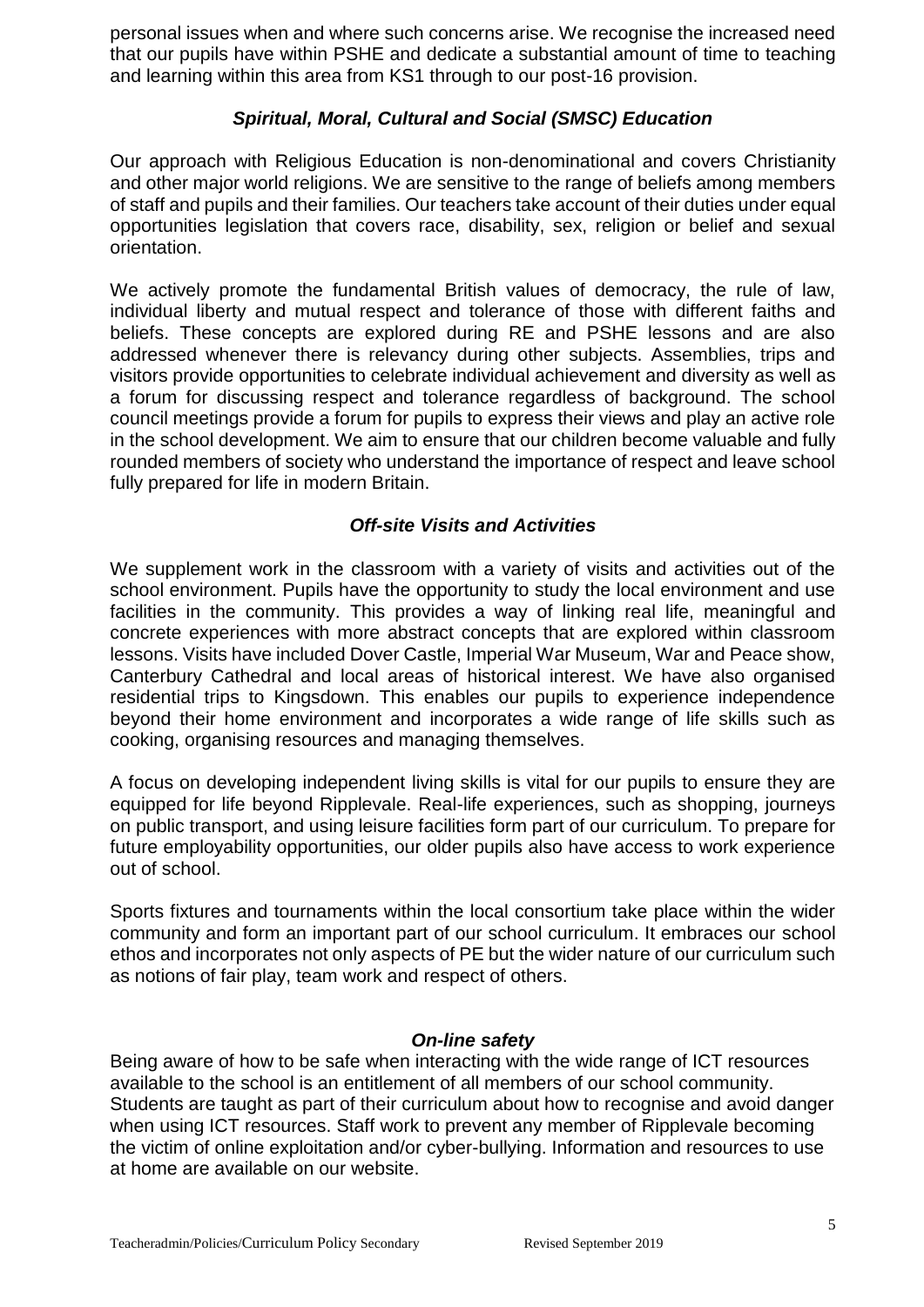personal issues when and where such concerns arise. We recognise the increased need that our pupils have within PSHE and dedicate a substantial amount of time to teaching and learning within this area from KS1 through to our post-16 provision.

### *Spiritual, Moral, Cultural and Social (SMSC) Education*

Our approach with Religious Education is non-denominational and covers Christianity and other major world religions. We are sensitive to the range of beliefs among members of staff and pupils and their families. Our teachers take account of their duties under equal opportunities legislation that covers race, disability, sex, religion or belief and sexual orientation.

We actively promote the fundamental British values of democracy, the rule of law, individual liberty and mutual respect and tolerance of those with different faiths and beliefs. These concepts are explored during RE and PSHE lessons and are also addressed whenever there is relevancy during other subjects. Assemblies, trips and visitors provide opportunities to celebrate individual achievement and diversity as well as a forum for discussing respect and tolerance regardless of background. The school council meetings provide a forum for pupils to express their views and play an active role in the school development. We aim to ensure that our children become valuable and fully rounded members of society who understand the importance of respect and leave school fully prepared for life in modern Britain.

### *Off-site Visits and Activities*

We supplement work in the classroom with a variety of visits and activities out of the school environment. Pupils have the opportunity to study the local environment and use facilities in the community. This provides a way of linking real life, meaningful and concrete experiences with more abstract concepts that are explored within classroom lessons. Visits have included Dover Castle, Imperial War Museum, War and Peace show, Canterbury Cathedral and local areas of historical interest. We have also organised residential trips to Kingsdown. This enables our pupils to experience independence beyond their home environment and incorporates a wide range of life skills such as cooking, organising resources and managing themselves.

A focus on developing independent living skills is vital for our pupils to ensure they are equipped for life beyond Ripplevale. Real-life experiences, such as shopping, journeys on public transport, and using leisure facilities form part of our curriculum. To prepare for future employability opportunities, our older pupils also have access to work experience out of school.

Sports fixtures and tournaments within the local consortium take place within the wider community and form an important part of our school curriculum. It embraces our school ethos and incorporates not only aspects of PE but the wider nature of our curriculum such as notions of fair play, team work and respect of others.

### *On-line safety*

Being aware of how to be safe when interacting with the wide range of ICT resources available to the school is an entitlement of all members of our school community. Students are taught as part of their curriculum about how to recognise and avoid danger when using ICT resources. Staff work to prevent any member of Ripplevale becoming the victim of online exploitation and/or cyber-bullying. Information and resources to use at home are available on our website.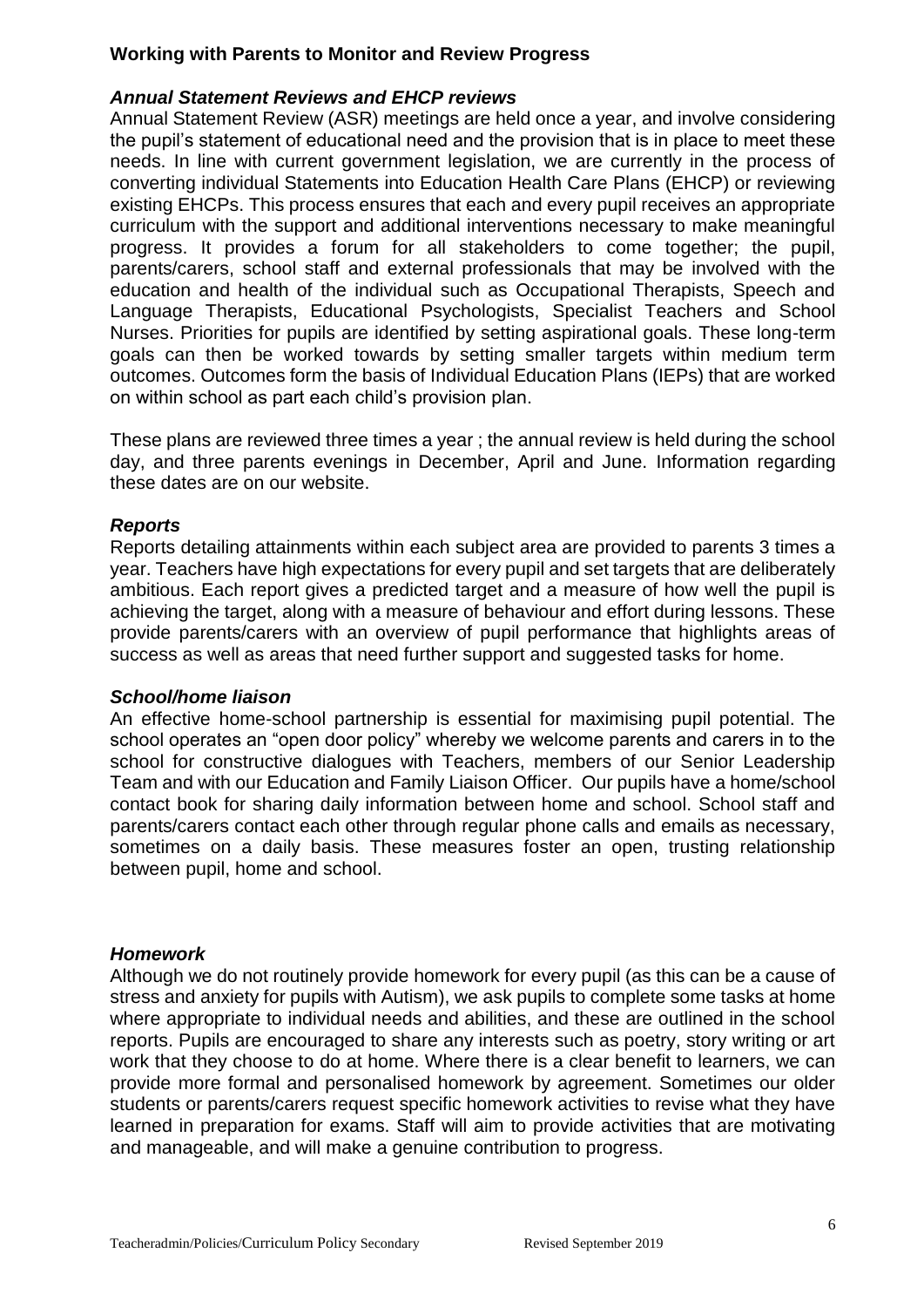## Working with Parents to Monitor and Review Progress

### *Annual Statement Reviews and EHCP reviews*

Annual Statement Review (ASR) meetings are held once a year, and involve considering the pupil's statement of educational need and the provision that is in place to meet these needs. In line with current government legislation, we are currently in the process of converting individual Statements into Education Health Care Plans (EHCP) or reviewing existing EHCPs. This process ensures that each and every pupil receives an appropriate curriculum with the support and additional interventions necessary to make meaningful progress. It provides a forum for all stakeholders to come together; the pupil, parents/carers, school staff and external professionals that may be involved with the education and health of the individual such as Occupational Therapists, Speech and Language Therapists, Educational Psychologists, Specialist Teachers and School Nurses. Priorities for pupils are identified by setting aspirational goals. These long-term goals can then be worked towards by setting smaller targets within medium term outcomes. Outcomes form the basis of Individual Education Plans (IEPs) that are worked on within school as part each child's provision plan.

These plans are reviewed three times a year ; the annual review is held during the school day, and three parents evenings in December, April and June. Information regarding these dates are on our website.

### *Reports*

Reports detailing attainments within each subject area are provided to parents 3 times a year. Teachers have high expectations for every pupil and set targets that are deliberately ambitious. Each report gives a predicted target and a measure of how well the pupil is achieving the target, along with a measure of behaviour and effort during lessons. These provide parents/carers with an overview of pupil performance that highlights areas of success as well as areas that need further support and suggested tasks for home.

### *School/home liaison*

An effective home-school partnership is essential for maximising pupil potential. The school operates an "open door policy" whereby we welcome parents and carers in to the school for constructive dialogues with Teachers, members of our Senior Leadership Team and with our Education and Family Liaison Officer. Our pupils have a home/school contact book for sharing daily information between home and school. School staff and parents/carers contact each other through regular phone calls and emails as necessary, sometimes on a daily basis. These measures foster an open, trusting relationship between pupil, home and school.

### *Homework*

Although we do not routinely provide homework for every pupil (as this can be a cause of stress and anxiety for pupils with Autism), we ask pupils to complete some tasks at home where appropriate to individual needs and abilities, and these are outlined in the school reports. Pupils are encouraged to share any interests such as poetry, story writing or art work that they choose to do at home. Where there is a clear benefit to learners, we can provide more formal and personalised homework by agreement. Sometimes our older students or parents/carers request specific homework activities to revise what they have learned in preparation for exams. Staff will aim to provide activities that are motivating and manageable, and will make a genuine contribution to progress.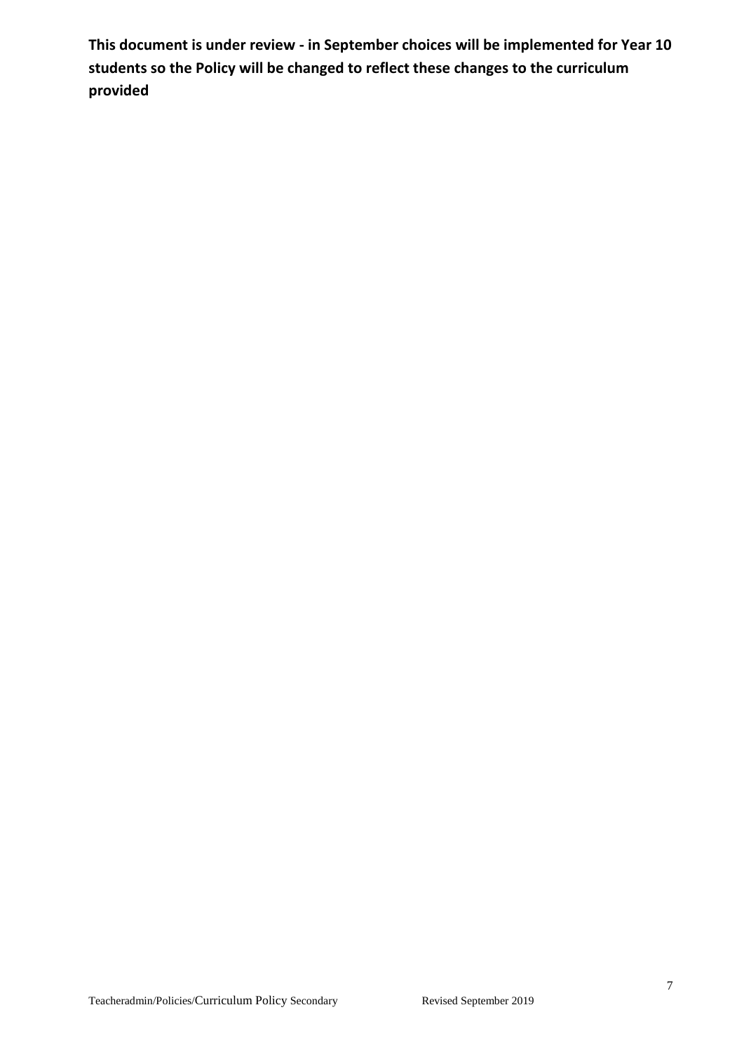**This document is under review - in September choices will be implemented for Year 10 students so the Policy will be changed to reflect these changes to the curriculum provided**